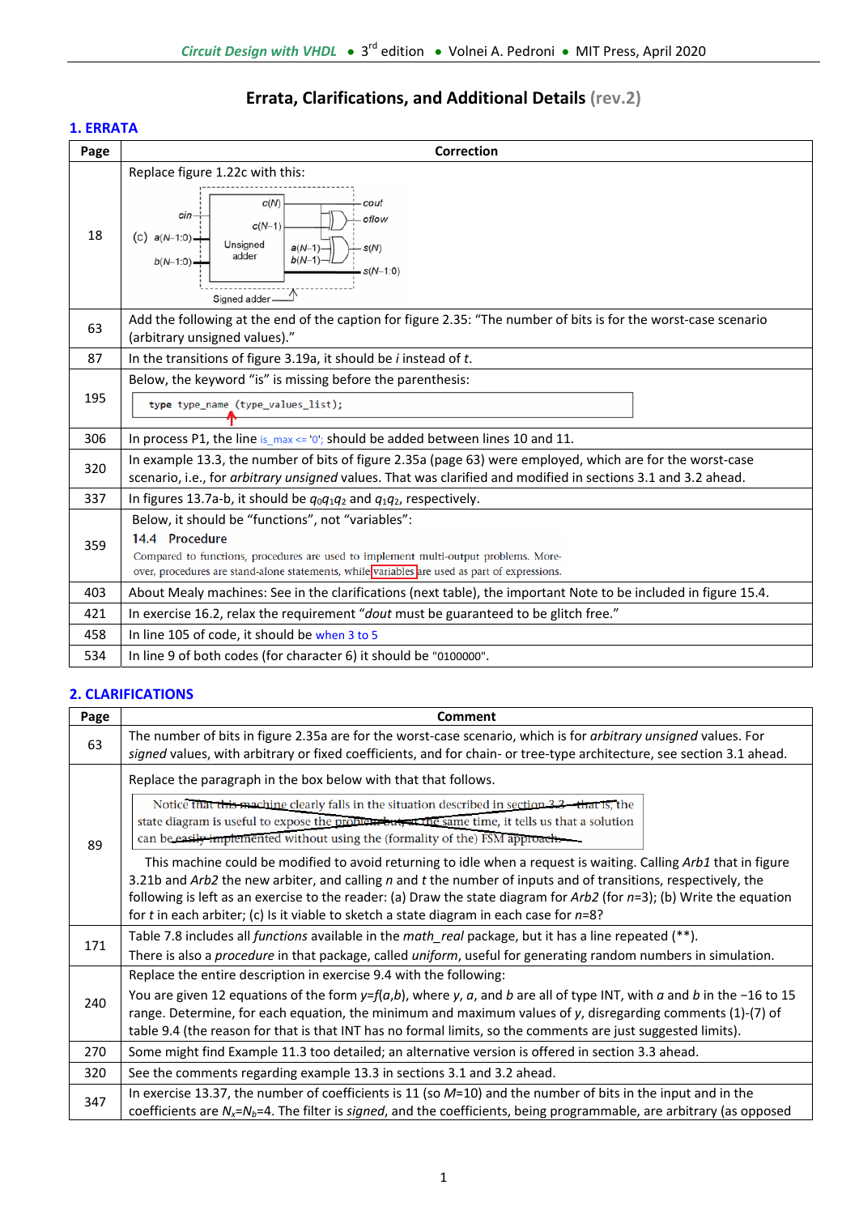## Errata, Clarifications, and Additional Details (rev.2)

### 1. ERRATA

| Page | Correction |
|---|---|
| 18 | Replace figure 1.22c with this: (c) [figure: Signed adder built from Unsigned adder with inputs cin, $a(N\!-\!1\!:\!0)$, $b(N\!-\!1\!:\!0)$; outputs $c(N)$ → cout, $c(N\!-\!1)$ → oflow, $a(N\!-\!1)$, $b(N\!-\!1)$ → $s(N)$, $s(N\!-\!1\!:\!0)$] |
| 63 | Add the following at the end of the caption for figure 2.35: "The number of bits is for the worst-case scenario (arbitrary unsigned values)." |
| 87 | In the transitions of figure 3.19a, it should be *i* instead of *t*. |
| 195 | Below, the keyword "is" is missing before the parenthesis: `type type_name (type_values_list);` |
| 306 | In process P1, the line `is_max <= '0';` should be added between lines 10 and 11. |
| 320 | In example 13.3, the number of bits of figure 2.35a (page 63) were employed, which are for the worst-case scenario, i.e., for *arbitrary unsigned* values. That was clarified and modified in sections 3.1 and 3.2 ahead. |
| 337 | In figures 13.7a-b, it should be $q_0q_1q_2$ and $q_1q_2$, respectively. |
| 359 | Below, it should be "functions", not "variables": **14.4 Procedure** Compared to functions, procedures are used to implement multi-output problems. Moreover, procedures are stand-alone statements, while variables are used as part of expressions. |
| 403 | About Mealy machines: See in the clarifications (next table), the important Note to be included in figure 15.4. |
| 421 | In exercise 16.2, relax the requirement "*dout* must be guaranteed to be glitch free." |
| 458 | In line 105 of code, it should be `when 3 to 5` |
| 534 | In line 9 of both codes (for character 6) it should be "0100000". |

### 2. CLARIFICATIONS

| Page | Comment |
|---|---|
| 63 | The number of bits in figure 2.35a are for the worst-case scenario, which is for *arbitrary unsigned* values. For *signed* values, with arbitrary or fixed coefficients, and for chain- or tree-type architecture, see section 3.1 ahead. |
| 89 | Replace the paragraph in the box below with that that follows. ~~Notice that this machine clearly falls in the situation described in section 3.3—that is, the state diagram is useful to expose the problem but, at the same time, it tells us that a solution can be easily implemented without using the (formality of the) FSM approach.~~ This machine could be modified to avoid returning to idle when a request is waiting. Calling *Arb1* that in figure 3.21b and *Arb2* the new arbiter, and calling *n* and *t* the number of inputs and of transitions, respectively, the following is left as an exercise to the reader: (a) Draw the state diagram for *Arb2* (for *n*=3); (b) Write the equation for *t* in each arbiter; (c) Is it viable to sketch a state diagram in each case for *n*=8? |
| 171 | Table 7.8 includes all *functions* available in the *math_real* package, but it has a line repeated (\*\*). There is also a *procedure* in that package, called *uniform*, useful for generating random numbers in simulation. |
| 240 | Replace the entire description in exercise 9.4 with the following: You are given 12 equations of the form $y=f(a,b)$, where *y*, *a*, and *b* are all of type INT, with *a* and *b* in the −16 to 15 range. Determine, for each equation, the minimum and maximum values of *y*, disregarding comments (1)-(7) of table 9.4 (the reason for that is that INT has no formal limits, so the comments are just suggested limits). |
| 270 | Some might find Example 11.3 too detailed; an alternative version is offered in section 3.3 ahead. |
| 320 | See the comments regarding example 13.3 in sections 3.1 and 3.2 ahead. |
| 347 | In exercise 13.37, the number of coefficients is 11 (so *M*=10) and the number of bits in the input and in the coefficients are $N_x=N_b=4$. The filter is *signed*, and the coefficients, being programmable, are arbitrary (as opposed |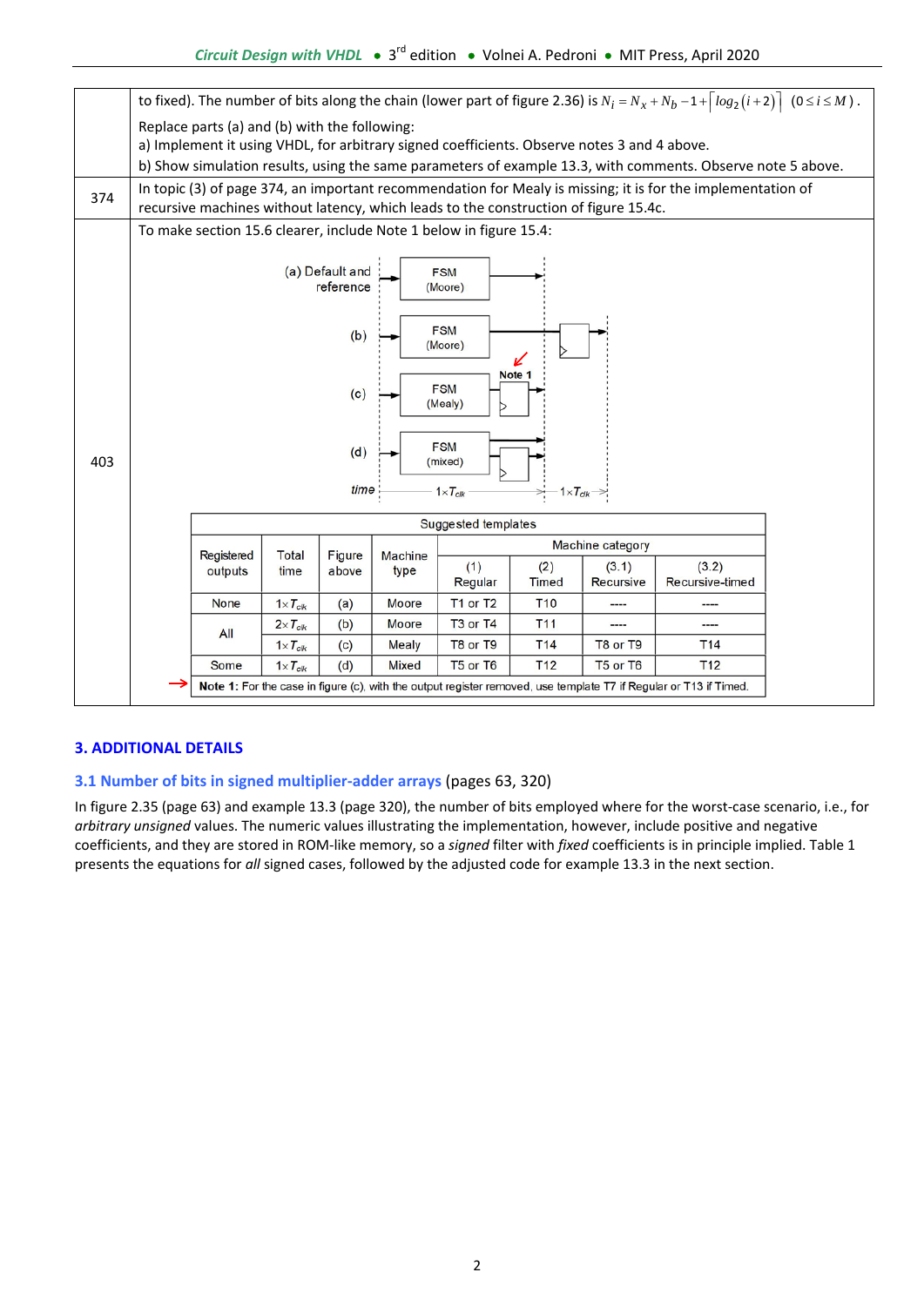| | |
|---|---|
| | to fixed). The number of bits along the chain (lower part of figure 2.36) is $N_i = N_x + N_b - 1 + \lceil log_2(i+2) \rceil$ $(0 \le i \le M)$. Replace parts (a) and (b) with the following: a) Implement it using VHDL, for arbitrary signed coefficients. Observe notes 3 and 4 above. b) Show simulation results, using the same parameters of example 13.3, with comments. Observe note 5 above. |
| 374 | In topic (3) of page 374, an important recommendation for Mealy is missing; it is for the implementation of recursive machines without latency, which leads to the construction of figure 15.4c. |
| 403 | To make section 15.6 clearer, include Note 1 below in figure 15.4: |

(a) Default and reference — FSM (Moore)

(b) — FSM (Moore)

(c) — FSM (Mealy) — Note 1

(d) — FSM (mixed)

time: $1 \times T_{clk}$, $1 \times T_{clk}$

Suggested templates

| Registered outputs | Total time | Figure above | Machine type | Machine category | | | |
|---|---|---|---|---|---|---|---|
| | | | | (1) Regular | (2) Timed | (3.1) Recursive | (3.2) Recursive-timed |
| None | $1 \times T_{clk}$ | (a) | Moore | T1 or T2 | T10 | ---- | ---- |
| All | $2 \times T_{clk}$ | (b) | Moore | T3 or T4 | T11 | ---- | ---- |
| | $1 \times T_{clk}$ | (c) | Mealy | T8 or T9 | T14 | T8 or T9 | T14 |
| Some | $1 \times T_{clk}$ | (d) | Mixed | T5 or T6 | T12 | T5 or T6 | T12 |

→ **Note 1:** For the case in figure (c), with the output register removed, use template T7 if Regular or T13 if Timed.

## 3. ADDITIONAL DETAILS

### 3.1 Number of bits in signed multiplier-adder arrays (pages 63, 320)

In figure 2.35 (page 63) and example 13.3 (page 320), the number of bits employed where for the worst-case scenario, i.e., for *arbitrary unsigned* values. The numeric values illustrating the implementation, however, include positive and negative coefficients, and they are stored in ROM-like memory, so a *signed* filter with *fixed* coefficients is in principle implied. Table 1 presents the equations for *all* signed cases, followed by the adjusted code for example 13.3 in the next section.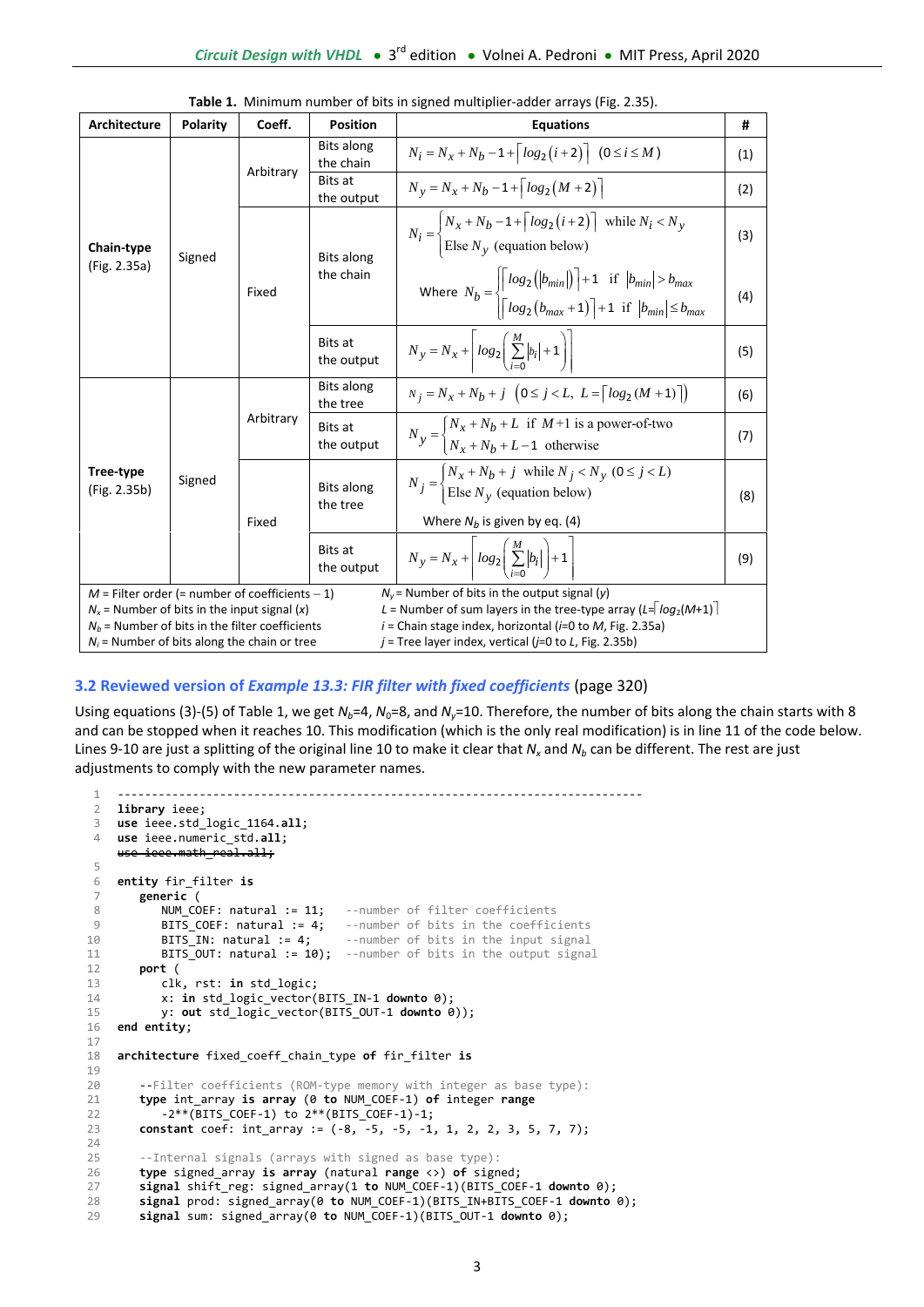**Table 1.** Minimum number of bits in signed multiplier-adder arrays (Fig. 2.35).

| Architecture | Polarity | Coeff. | Position | Equations | # |
|---|---|---|---|---|---|
| **Chain-type** (Fig. 2.35a) | Signed | Arbitrary | Bits along the chain | $N_i = N_x + N_b - 1 + \lceil log_2(i+2) \rceil \quad (0 \le i \le M)$ | (1) |
| | | | Bits at the output | $N_y = N_x + N_b - 1 + \lceil log_2(M+2) \rceil$ | (2) |
| | | Fixed | Bits along the chain | $N_i = \begin{cases} N_x + N_b - 1 + \lceil log_2(i+2) \rceil & \text{while } N_i < N_y \\ \text{Else } N_y \text{ (equation below)} \end{cases}$ | (3) |
| | | | | Where $N_b = \begin{cases} \lceil log_2(\lvert b_{min} \rvert) \rceil + 1 & \text{if } \lvert b_{min} \rvert > b_{max} \\ \lceil log_2(b_{max}+1) \rceil + 1 & \text{if } \lvert b_{min} \rvert \le b_{max} \end{cases}$ | (4) |
| | | | Bits at the output | $N_y = N_x + \left\lceil log_2\left(\sum_{i=0}^{M} \lvert b_i \rvert + 1\right) \right\rceil$ | (5) |
| **Tree-type** (Fig. 2.35b) | Signed | Arbitrary | Bits along the tree | $N_j = N_x + N_b + j \quad (0 \le j < L,\ L = \lceil log_2(M+1) \rceil)$ | (6) |
| | | | Bits at the output | $N_y = \begin{cases} N_x + N_b + L & \text{if } M+1 \text{ is a power-of-two} \\ N_x + N_b + L - 1 & \text{otherwise} \end{cases}$ | (7) |
| | | Fixed | Bits along the tree | $N_j = \begin{cases} N_x + N_b + j & \text{while } N_j < N_y \ (0 \le j < L) \\ \text{Else } N_y \text{ (equation below)} \end{cases}$ Where $N_b$ is given by eq. (4) | (8) |
| | | | Bits at the output | $N_y = N_x + \left\lceil log_2\left(\sum_{i=0}^{M} \lvert b_i \rvert\right) + 1 \right\rceil$ | (9) |

$M$ = Filter order (= number of coefficients – 1)
$N_x$ = Number of bits in the input signal ($x$)
$N_b$ = Number of bits in the filter coefficients
$N_i$ = Number of bits along the chain or tree
$N_y$ = Number of bits in the output signal ($y$)
$L$ = Number of sum layers in the tree-type array ($L = \lceil log_2(M+1) \rceil$)
$i$ = Chain stage index, horizontal ($i$=0 to $M$, Fig. 2.35a)
$j$ = Tree layer index, vertical ($j$=0 to $L$, Fig. 2.35b)

### 3.2 Reviewed version of *Example 13.3: FIR filter with fixed coefficients* (page 320)

Using equations (3)-(5) of Table 1, we get $N_b$=4, $N_0$=8, and $N_y$=10. Therefore, the number of bits along the chain starts with 8 and can be stopped when it reaches 10. This modification (which is the only real modification) is in line 11 of the code below. Lines 9-10 are just a splitting of the original line 10 to make it clear that $N_x$ and $N_b$ can be different. The rest are just adjustments to comply with the new parameter names.

```
1   ---------------------------------------------------------------------------
2   library ieee;
3   use ieee.std_logic_1164.all;
4   use ieee.numeric_std.all;
    use ieee.math_real.all;   (struck out)
5
6   entity fir_filter is
7      generic (
8         NUM_COEF: natural := 11;   --number of filter coefficients
9         BITS_COEF: natural := 4;   --number of bits in the coefficients
10        BITS_IN: natural := 4;     --number of bits in the input signal
11        BITS_OUT: natural := 10);  --number of bits in the output signal
12     port (
13        clk, rst: in std_logic;
14        x: in std_logic_vector(BITS_IN-1 downto 0);
15        y: out std_logic_vector(BITS_OUT-1 downto 0));
16  end entity;
17
18  architecture fixed_coeff_chain_type of fir_filter is
19
20     --Filter coefficients (ROM-type memory with integer as base type):
21     type int_array is array (0 to NUM_COEF-1) of integer range
22        -2**(BITS_COEF-1) to 2**(BITS_COEF-1)-1;
23     constant coef: int_array := (-8, -5, -5, -1, 1, 2, 2, 3, 5, 7, 7);
24
25     --Internal signals (arrays with signed as base type):
26     type signed_array is array (natural range <>) of signed;
27     signal shift_reg: signed_array(1 to NUM_COEF-1)(BITS_COEF-1 downto 0);
28     signal prod: signed_array(0 to NUM_COEF-1)(BITS_IN+BITS_COEF-1 downto 0);
29     signal sum: signed_array(0 to NUM_COEF-1)(BITS_OUT-1 downto 0);
```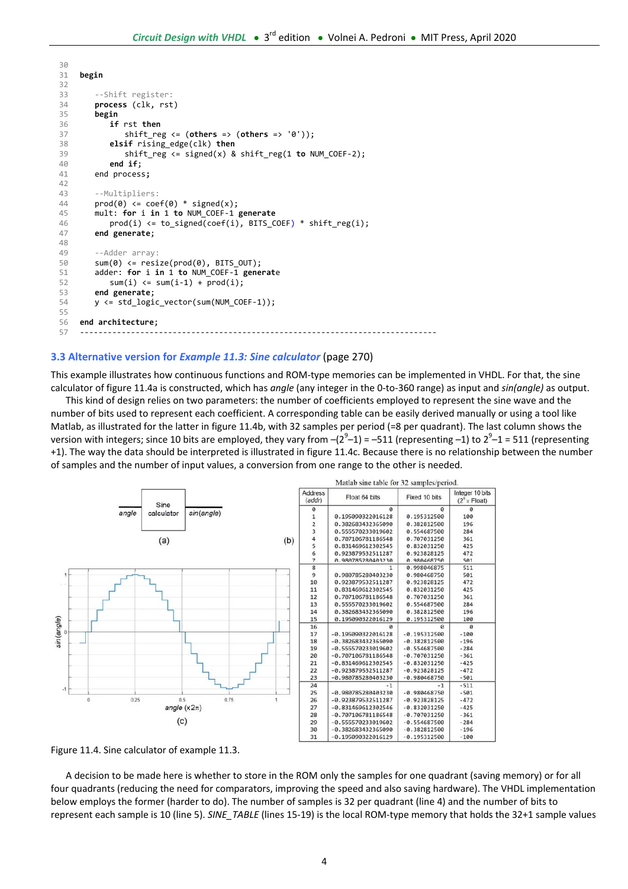```
30
31  begin
32
33     --Shift register:
34     process (clk, rst)
35     begin
36        if rst then
37           shift_reg <= (others => (others => '0'));
38        elsif rising_edge(clk) then
39           shift_reg <= signed(x) & shift_reg(1 to NUM_COEF-2);
40        end if;
41     end process;
42
43     --Multipliers:
44     prod(0) <= coef(0) * signed(x);
45     mult: for i in 1 to NUM_COEF-1 generate
46        prod(i) <= to_signed(coef(i), BITS_COEF) * shift_reg(i);
47     end generate;
48
49     --Adder array:
50     sum(0) <= resize(prod(0), BITS_OUT);
51     adder: for i in 1 to NUM_COEF-1 generate
52        sum(i) <= sum(i-1) + prod(i);
53     end generate;
54     y <= std_logic_vector(sum(NUM_COEF-1));
55
56  end architecture;
57  ------------------------------------------------------------------------
```

### 3.3 Alternative version for *Example 11.3: Sine calculator* (page 270)

This example illustrates how continuous functions and ROM-type memories can be implemented in VHDL. For that, the sine calculator of figure 11.4a is constructed, which has *angle* (any integer in the 0-to-360 range) as input and *sin(angle)* as output.

This kind of design relies on two parameters: the number of coefficients employed to represent the sine wave and the number of bits used to represent each coefficient. A corresponding table can be easily derived manually or using a tool like Matlab, as illustrated for the latter in figure 11.4b, with 32 samples per period (=8 per quadrant). The last column shows the version with integers; since 10 bits are employed, they vary from $-(2^9-1) = -511$ (representing $-1$) to $2^9-1 = 511$ (representing +1). The way the data should be interpreted is illustrated in figure 11.4c. Because there is no relationship between the number of samples and the number of input values, a conversion from one range to the other is needed.

(a) Sine calculator: *angle* → Sine calculator → *sin(angle)*

(b) Matlab sine table for 32 samples/period.

| Address (addr) | Float 64 bits | Fixed 10 bits | Integer 10 bits ($2^9$ x Float) |
|---|---|---|---|
| 0 | 0 | 0 | 0 |
| 1 | 0.195090322016128 | 0.195312500 | 100 |
| 2 | 0.382683432365090 | 0.382812500 | 196 |
| 3 | 0.555570233019602 | 0.554687500 | 284 |
| 4 | 0.707106781186548 | 0.707031250 | 361 |
| 5 | 0.831469612302545 | 0.832031250 | 425 |
| 6 | 0.923879532511287 | 0.923828125 | 472 |
| 7 | 0.980785280403230 | 0.980468750 | 501 |
| 8 | 1 | 0.998046875 | 511 |
| 9 | 0.980785280403230 | 0.980468750 | 501 |
| 10 | 0.923879532511287 | 0.923828125 | 472 |
| 11 | 0.831469612302545 | 0.832031250 | 425 |
| 12 | 0.707106781186548 | 0.707031250 | 361 |
| 13 | 0.555570233019602 | 0.554687500 | 284 |
| 14 | 0.382683432365090 | 0.382812500 | 196 |
| 15 | 0.195090322016129 | 0.195312500 | 100 |
| 16 | 0 | 0 | 0 |
| 17 | -0.195090322016128 | -0.195312500 | -100 |
| 18 | -0.382683432365090 | -0.382812500 | -196 |
| 19 | -0.555570233019602 | -0.554687500 | -284 |
| 20 | -0.707106781186548 | -0.707031250 | -361 |
| 21 | -0.831469612302545 | -0.832031250 | -425 |
| 22 | -0.923879532511287 | -0.923828125 | -472 |
| 23 | -0.980785280403230 | -0.980468750 | -501 |
| 24 | -1 | -1 | -511 |
| 25 | -0.980785280403230 | -0.980468750 | -501 |
| 26 | -0.923879532511287 | -0.923828125 | -472 |
| 27 | -0.831469612302546 | -0.832031250 | -425 |
| 28 | -0.707106781186548 | -0.707031250 | -361 |
| 29 | -0.555570233019602 | -0.554687500 | -284 |
| 30 | -0.382683432365090 | -0.382812500 | -196 |
| 31 | -0.195090322016129 | -0.195312500 | -100 |

(c) Plot of *sin(angle)* versus *angle* (x2π)

Figure 11.4. Sine calculator of example 11.3.

A decision to be made here is whether to store in the ROM only the samples for one quadrant (saving memory) or for all four quadrants (reducing the need for comparators, improving the speed and also saving hardware). The VHDL implementation below employs the former (harder to do). The number of samples is 32 per quadrant (line 4) and the number of bits to represent each sample is 10 (line 5). *SINE_TABLE* (lines 15-19) is the local ROM-type memory that holds the 32+1 sample values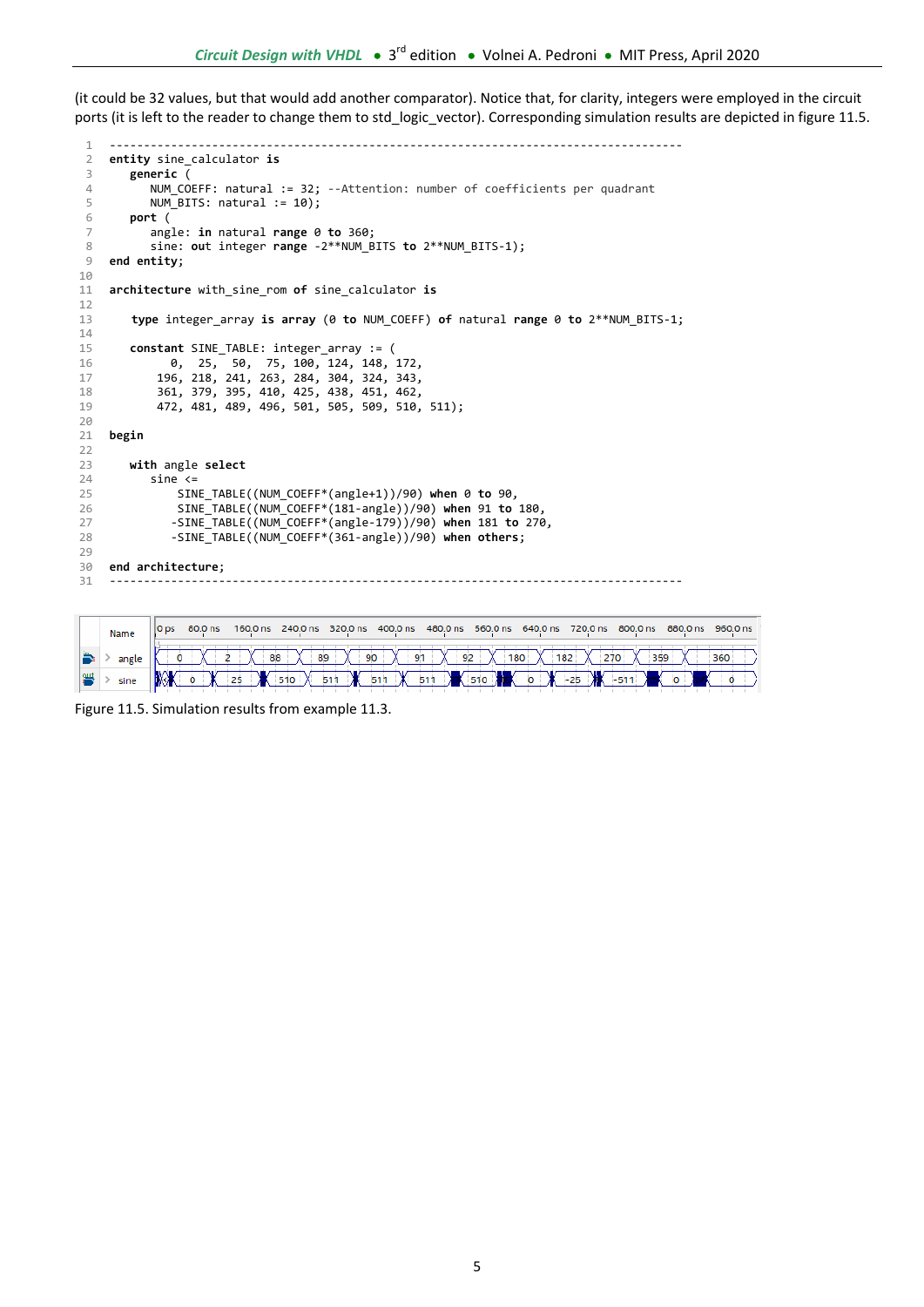(it could be 32 values, but that would add another comparator). Notice that, for clarity, integers were employed in the circuit ports (it is left to the reader to change them to std_logic_vector). Corresponding simulation results are depicted in figure 11.5.

```
1   ---------------------------------------------------------------------------------
2   entity sine_calculator is
3      generic (
4         NUM_COEFF: natural := 32; --Attention: number of coefficients per quadrant
5         NUM_BITS: natural := 10);
6      port (
7         angle: in natural range 0 to 360;
8         sine: out integer range -2**NUM_BITS to 2**NUM_BITS-1);
9   end entity;
10
11  architecture with_sine_rom of sine_calculator is
12
13     type integer_array is array (0 to NUM_COEFF) of natural range 0 to 2**NUM_BITS-1;
14
15     constant SINE_TABLE: integer_array := (
16          0,  25,  50,  75, 100, 124, 148, 172,
17        196, 218, 241, 263, 284, 304, 324, 343,
18        361, 379, 395, 410, 425, 438, 451, 462,
19        472, 481, 489, 496, 501, 505, 509, 510, 511);
20
21  begin
22
23     with angle select
24        sine <=
25            SINE_TABLE((NUM_COEFF*(angle+1))/90) when 0 to 90,
26            SINE_TABLE((NUM_COEFF*(181-angle))/90) when 91 to 180,
27           -SINE_TABLE((NUM_COEFF*(angle-179))/90) when 181 to 270,
28           -SINE_TABLE((NUM_COEFF*(361-angle))/90) when others;
29
30  end architecture;
31  ---------------------------------------------------------------------------------
```

Name
0 ps 80.0 ns 160.0 ns 240.0 ns 320.0 ns 400.0 ns 480.0 ns 560.0 ns 640.0 ns 720.0 ns 800.0 ns 880.0 ns 960.0 ns
angle 0 2 88 89 90 91 92 180 182 270 359 360
sine 0 25 510 511 511 511 510 0 -25 -511 0 0

Figure 11.5. Simulation results from example 11.3.